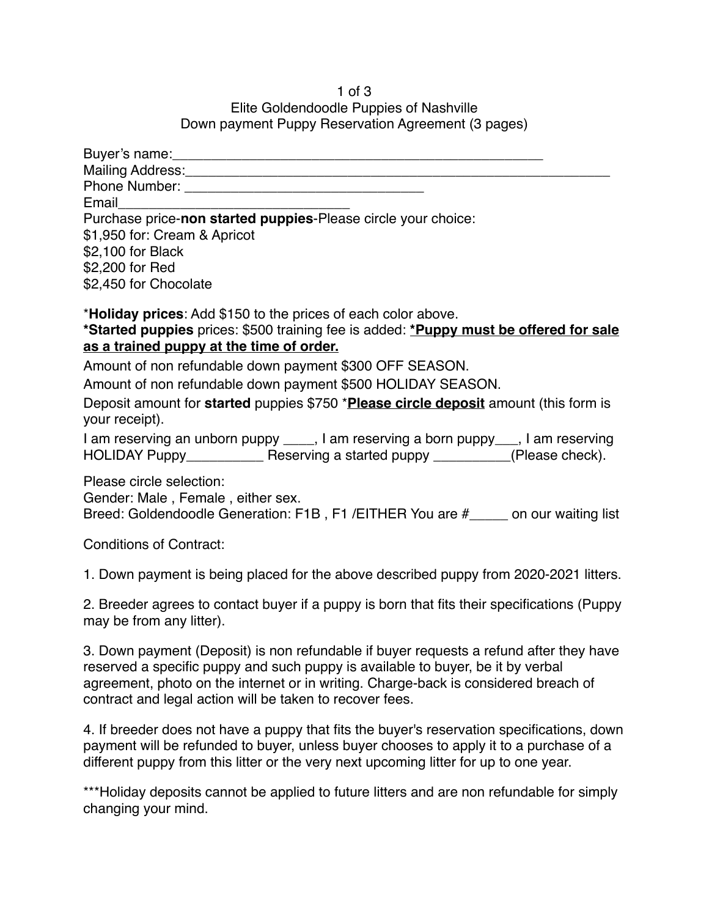# Elite Goldendoodle Puppies of Nashville
## Down payment Puppy Reservation Agreement (3 pages)

Buyer's name:_______________________________________________

Mailing Address:______________________________________________________

Phone Number: _______________________________

Email_____________________________

Purchase price-**non started puppies**-Please circle your choice:

$1,950 for: Cream & Apricot

$2,100 for Black

$2,200 for Red

$2,450 for Chocolate

*__Holiday prices__: Add $150 to the prices of each color above.

**\*Started puppies** prices: $500 training fee is added: **<u>*Puppy must be offered for sale as a trained puppy at the time of order.</u>**

Amount of non refundable down payment $300 OFF SEASON.

Amount of non refundable down payment $500 HOLIDAY SEASON.

Deposit amount for **started** puppies $750 ***<u>Please circle deposit</u>** amount (this form is your receipt).

I am reserving an unborn puppy ____, I am reserving a born puppy___, I am reserving HOLIDAY Puppy__________ Reserving a started puppy __________(Please check).

Please circle selection:

Gender: Male , Female , either sex.

Breed: Goldendoodle Generation: F1B , F1 /EITHER You are #_____ on our waiting list

Conditions of Contract:

1. Down payment is being placed for the above described puppy from 2020-2021 litters.

2. Breeder agrees to contact buyer if a puppy is born that fits their specifications (Puppy may be from any litter).

3. Down payment (Deposit) is non refundable if buyer requests a refund after they have reserved a specific puppy and such puppy is available to buyer, be it by verbal agreement, photo on the internet or in writing. Charge-back is considered breach of contract and legal action will be taken to recover fees.

4. If breeder does not have a puppy that fits the buyer's reservation specifications, down payment will be refunded to buyer, unless buyer chooses to apply it to a purchase of a different puppy from this litter or the very next upcoming litter for up to one year.

***Holiday deposits cannot be applied to future litters and are non refundable for simply changing your mind.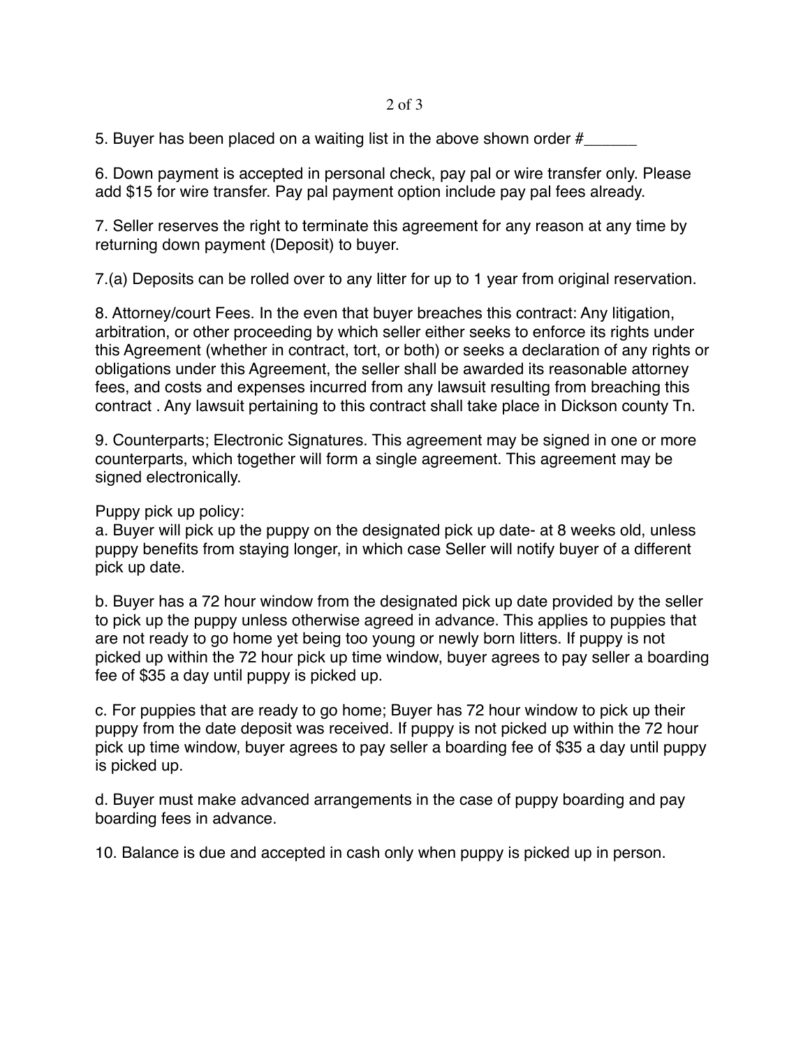5. Buyer has been placed on a waiting list in the above shown order #______

6. Down payment is accepted in personal check, pay pal or wire transfer only. Please add $15 for wire transfer. Pay pal payment option include pay pal fees already.

7. Seller reserves the right to terminate this agreement for any reason at any time by returning down payment (Deposit) to buyer.

7.(a) Deposits can be rolled over to any litter for up to 1 year from original reservation.

8. Attorney/court Fees. In the even that buyer breaches this contract: Any litigation, arbitration, or other proceeding by which seller either seeks to enforce its rights under this Agreement (whether in contract, tort, or both) or seeks a declaration of any rights or obligations under this Agreement, the seller shall be awarded its reasonable attorney fees, and costs and expenses incurred from any lawsuit resulting from breaching this contract . Any lawsuit pertaining to this contract shall take place in Dickson county Tn.

9. Counterparts; Electronic Signatures. This agreement may be signed in one or more counterparts, which together will form a single agreement. This agreement may be signed electronically.

Puppy pick up policy:

a. Buyer will pick up the puppy on the designated pick up date- at 8 weeks old, unless puppy benefits from staying longer, in which case Seller will notify buyer of a different pick up date.

b. Buyer has a 72 hour window from the designated pick up date provided by the seller to pick up the puppy unless otherwise agreed in advance. This applies to puppies that are not ready to go home yet being too young or newly born litters. If puppy is not picked up within the 72 hour pick up time window, buyer agrees to pay seller a boarding fee of $35 a day until puppy is picked up.

c. For puppies that are ready to go home; Buyer has 72 hour window to pick up their puppy from the date deposit was received. If puppy is not picked up within the 72 hour pick up time window, buyer agrees to pay seller a boarding fee of $35 a day until puppy is picked up.

d. Buyer must make advanced arrangements in the case of puppy boarding and pay boarding fees in advance.

10. Balance is due and accepted in cash only when puppy is picked up in person.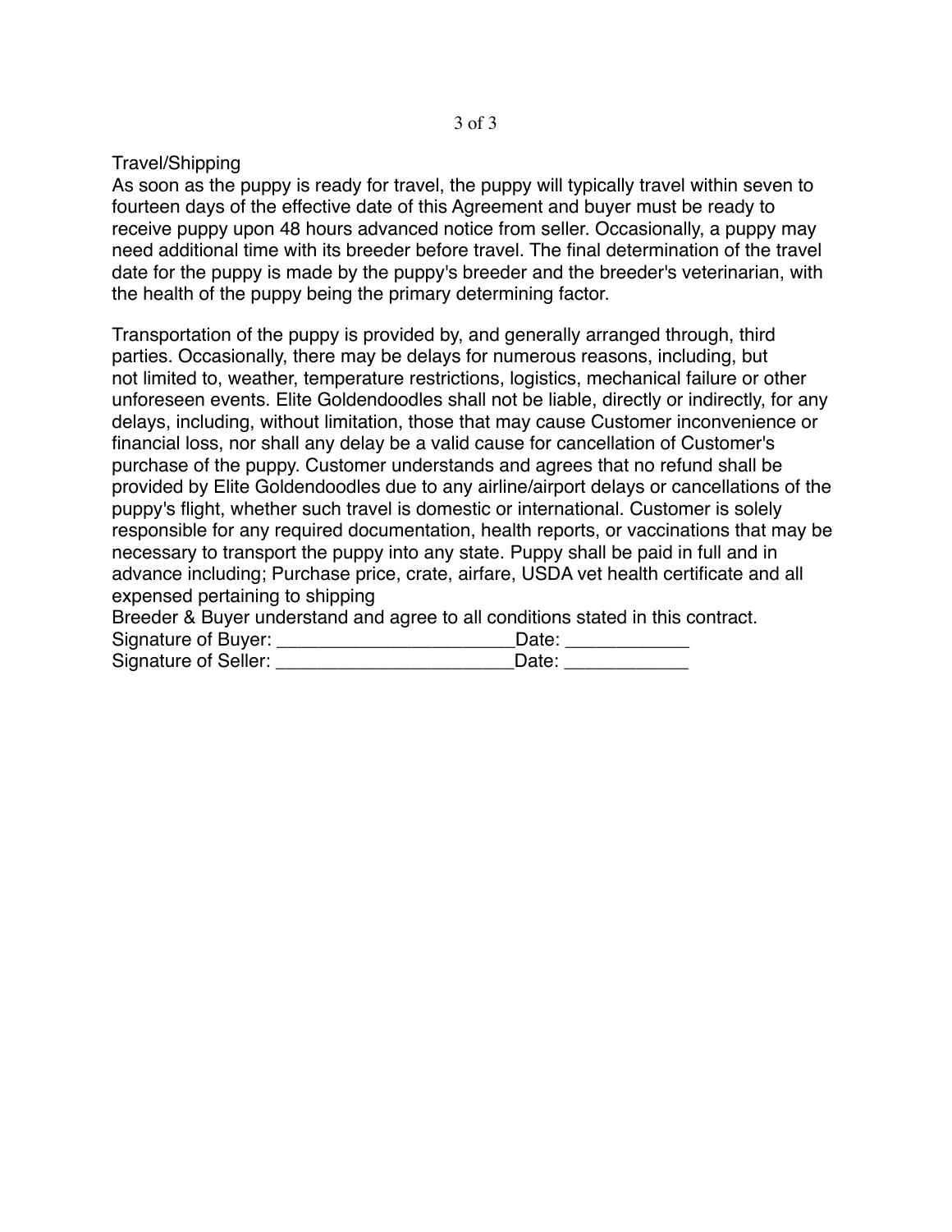Travel/Shipping

As soon as the puppy is ready for travel, the puppy will typically travel within seven to fourteen days of the effective date of this Agreement and buyer must be ready to receive puppy upon 48 hours advanced notice from seller. Occasionally, a puppy may need additional time with its breeder before travel. The final determination of the travel date for the puppy is made by the puppy's breeder and the breeder's veterinarian, with the health of the puppy being the primary determining factor.

Transportation of the puppy is provided by, and generally arranged through, third parties. Occasionally, there may be delays for numerous reasons, including, but not limited to, weather, temperature restrictions, logistics, mechanical failure or other unforeseen events. Elite Goldendoodles shall not be liable, directly or indirectly, for any delays, including, without limitation, those that may cause Customer inconvenience or financial loss, nor shall any delay be a valid cause for cancellation of Customer's purchase of the puppy. Customer understands and agrees that no refund shall be provided by Elite Goldendoodles due to any airline/airport delays or cancellations of the puppy's flight, whether such travel is domestic or international. Customer is solely responsible for any required documentation, health reports, or vaccinations that may be necessary to transport the puppy into any state. Puppy shall be paid in full and in advance including; Purchase price, crate, airfare, USDA vet health certificate and all expensed pertaining to shipping

Breeder & Buyer understand and agree to all conditions stated in this contract.

Signature of Buyer: _______________________Date: ____________

Signature of Seller: _______________________Date: ____________